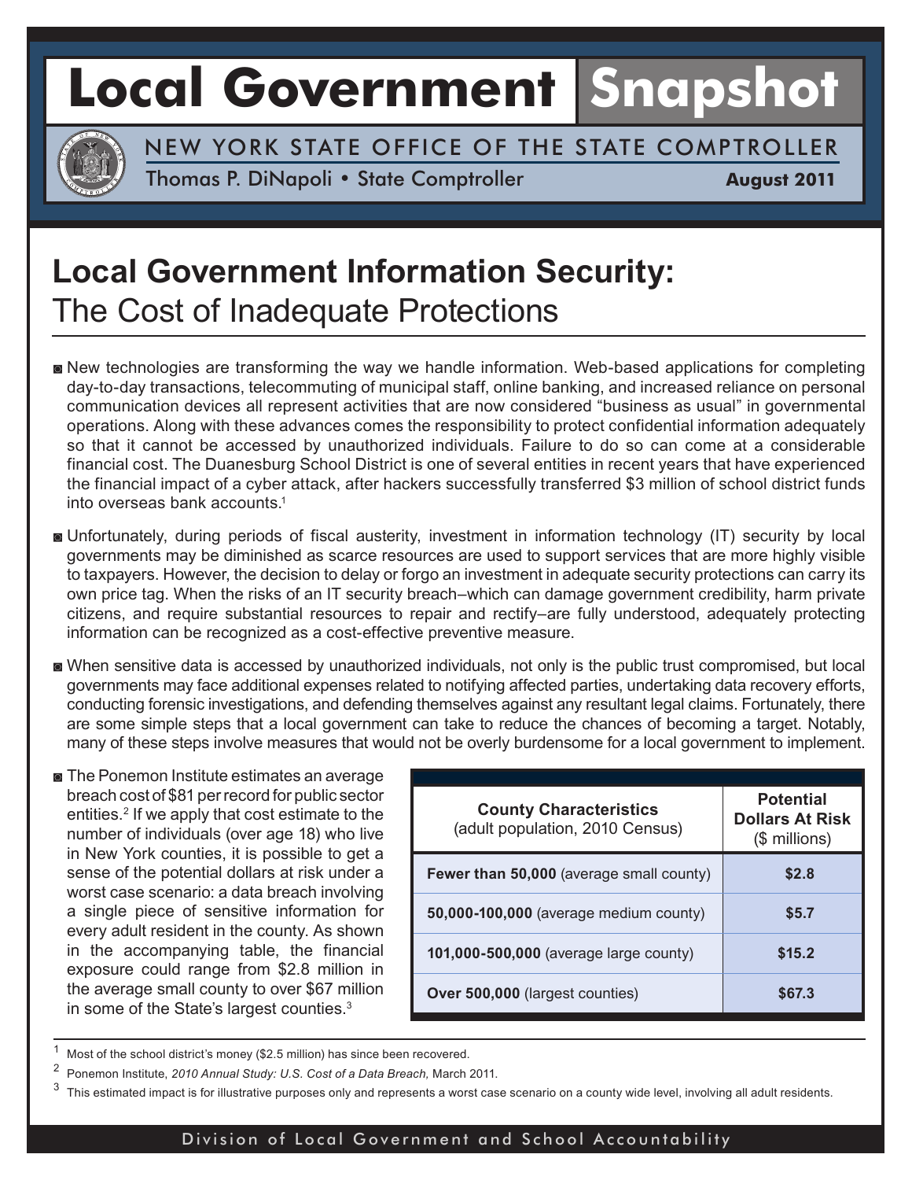# Local Government Snapshot

NEW YORK STATE OFFICE OF THE STATE COMPTROLLER

Thomas P. DiNapoli • State Comptroller

**August 2011**

## **Local Government Information Security:** The Cost of Inadequate Protections

- New technologies are transforming the way we handle information. Web-based applications for completing day-to-day transactions, telecommuting of municipal staff, online banking, and increased reliance on personal communication devices all represent activities that are now considered "business as usual" in governmental operations. Along with these advances comes the responsibility to protect confidential information adequately so that it cannot be accessed by unauthorized individuals. Failure to do so can come at a considerable financial cost. The Duanesburg School District is one of several entities in recent years that have experienced the financial impact of a cyber attack, after hackers successfully transferred $3 million of school district funds into overseas bank accounts.[1]

- Unfortunately, during periods of fiscal austerity, investment in information technology (IT) security by local governments may be diminished as scarce resources are used to support services that are more highly visible to taxpayers. However, the decision to delay or forgo an investment in adequate security protections can carry its own price tag. When the risks of an IT security breach–which can damage government credibility, harm private citizens, and require substantial resources to repair and rectify–are fully understood, adequately protecting information can be recognized as a cost-effective preventive measure.

- When sensitive data is accessed by unauthorized individuals, not only is the public trust compromised, but local governments may face additional expenses related to notifying affected parties, undertaking data recovery efforts, conducting forensic investigations, and defending themselves against any resultant legal claims. Fortunately, there are some simple steps that a local government can take to reduce the chances of becoming a target. Notably, many of these steps involve measures that would not be overly burdensome for a local government to implement.

- The Ponemon Institute estimates an average breach cost of $81 per record for public sector entities.[2] If we apply that cost estimate to the number of individuals (over age 18) who live in New York counties, it is possible to get a sense of the potential dollars at risk under a worst case scenario: a data breach involving a single piece of sensitive information for every adult resident in the county. As shown in the accompanying table, the financial exposure could range from $2.8 million in the average small county to over $67 million in some of the State's largest counties.[3]

| **County Characteristics** (adult population, 2010 Census) | **Potential Dollars At Risk** ($ millions) |
|---|---|
| **Fewer than 50,000** (average small county) | **$2.8** |
| **50,000-100,000** (average medium county) | **$5.7** |
| **101,000-500,000** (average large county) | **$15.2** |
| **Over 500,000** (largest counties) | **$67.3** |

---

[1] Most of the school district's money ($2.5 million) has since been recovered.

[2] Ponemon Institute, *2010 Annual Study: U.S. Cost of a Data Breach*, March 2011.

[3] This estimated impact is for illustrative purposes only and represents a worst case scenario on a county wide level, involving all adult residents.

Division of Local Government and School Accountability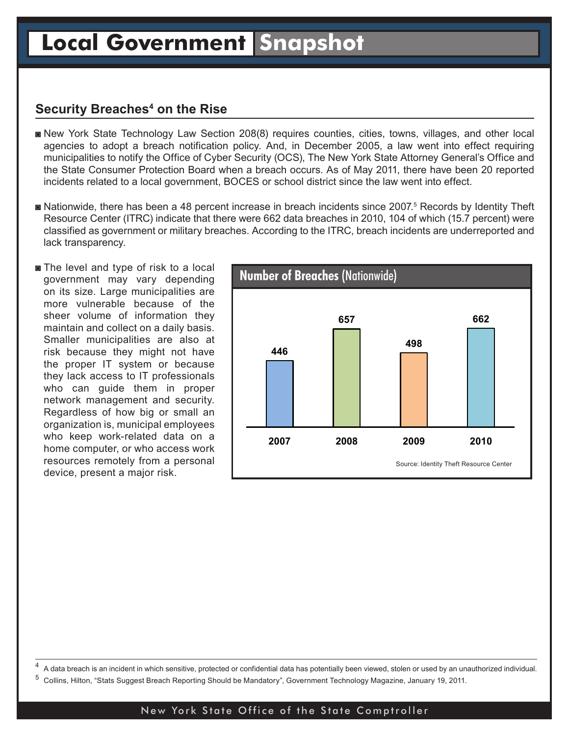# Local Government Snapshot

## Security Breaches[4] on the Rise

- New York State Technology Law Section 208(8) requires counties, cities, towns, villages, and other local agencies to adopt a breach notification policy. And, in December 2005, a law went into effect requiring municipalities to notify the Office of Cyber Security (OCS), The New York State Attorney General's Office and the State Consumer Protection Board when a breach occurs. As of May 2011, there have been 20 reported incidents related to a local government, BOCES or school district since the law went into effect.

- Nationwide, there has been a 48 percent increase in breach incidents since 2007.[5] Records by Identity Theft Resource Center (ITRC) indicate that there were 662 data breaches in 2010, 104 of which (15.7 percent) were classified as government or military breaches. According to the ITRC, breach incidents are underreported and lack transparency.

- The level and type of risk to a local government may vary depending on its size. Large municipalities are more vulnerable because of the sheer volume of information they maintain and collect on a daily basis. Smaller municipalities are also at risk because they might not have the proper IT system or because they lack access to IT professionals who can guide them in proper network management and security. Regardless of how big or small an organization is, municipal employees who keep work-related data on a home computer, or who access work resources remotely from a personal device, present a major risk.

**Number of Breaches** (Nationwide)

| Year | Number of Breaches |
|---|---|
| 2007 | 446 |
| 2008 | 657 |
| 2009 | 498 |
| 2010 | 662 |

Source: Identity Theft Resource Center

---

[4] A data breach is an incident in which sensitive, protected or confidential data has potentially been viewed, stolen or used by an unauthorized individual.

[5] Collins, Hilton, "Stats Suggest Breach Reporting Should be Mandatory", Government Technology Magazine, January 19, 2011.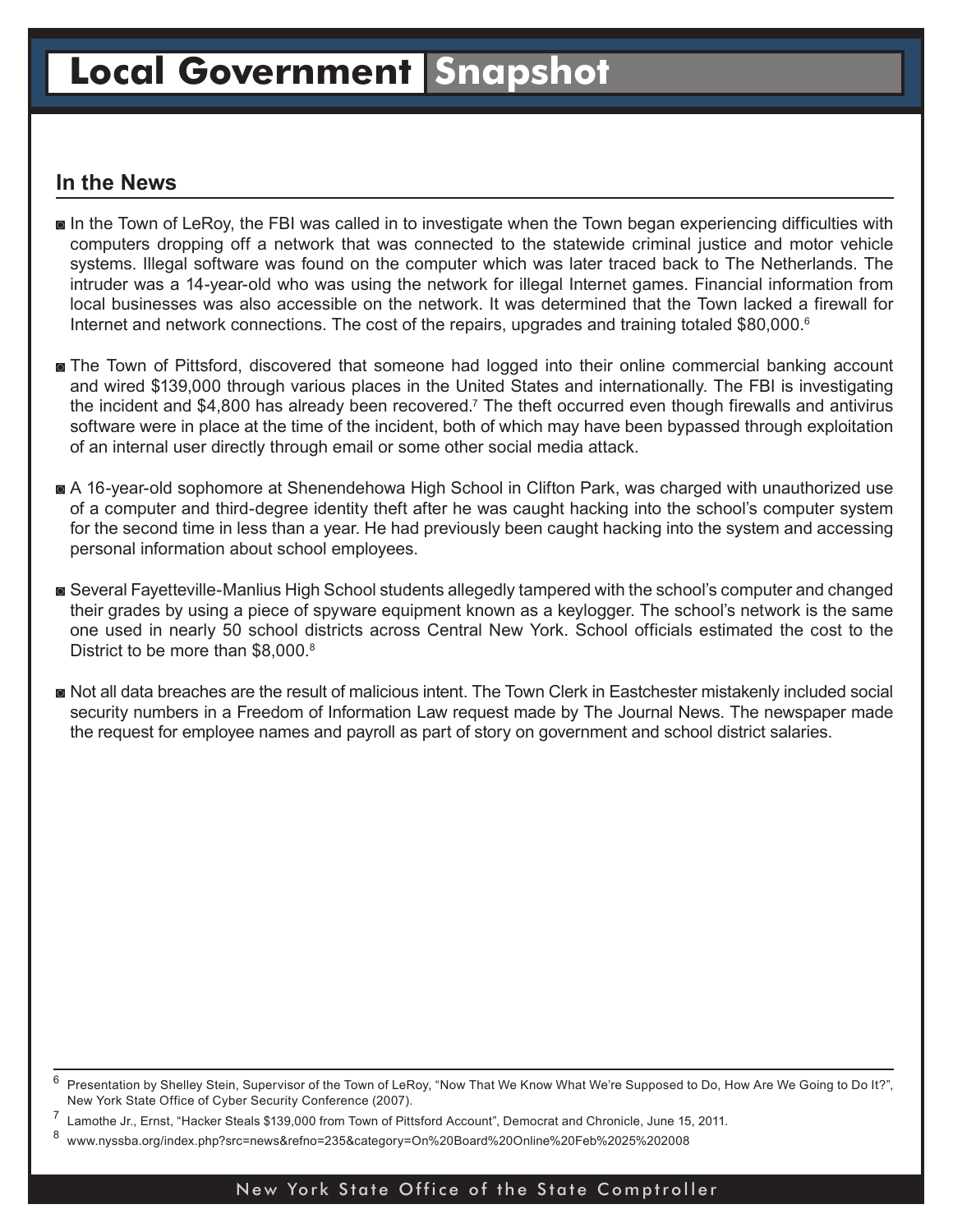## In the News

- In the Town of LeRoy, the FBI was called in to investigate when the Town began experiencing difficulties with computers dropping off a network that was connected to the statewide criminal justice and motor vehicle systems. Illegal software was found on the computer which was later traced back to The Netherlands. The intruder was a 14-year-old who was using the network for illegal Internet games. Financial information from local businesses was also accessible on the network. It was determined that the Town lacked a firewall for Internet and network connections. The cost of the repairs, upgrades and training totaled $80,000.[6]

- The Town of Pittsford, discovered that someone had logged into their online commercial banking account and wired $139,000 through various places in the United States and internationally. The FBI is investigating the incident and $4,800 has already been recovered.[7] The theft occurred even though firewalls and antivirus software were in place at the time of the incident, both of which may have been bypassed through exploitation of an internal user directly through email or some other social media attack.

- A 16-year-old sophomore at Shenendehowa High School in Clifton Park, was charged with unauthorized use of a computer and third-degree identity theft after he was caught hacking into the school's computer system for the second time in less than a year. He had previously been caught hacking into the system and accessing personal information about school employees.

- Several Fayetteville-Manlius High School students allegedly tampered with the school's computer and changed their grades by using a piece of spyware equipment known as a keylogger. The school's network is the same one used in nearly 50 school districts across Central New York. School officials estimated the cost to the District to be more than $8,000.[8]

- Not all data breaches are the result of malicious intent. The Town Clerk in Eastchester mistakenly included social security numbers in a Freedom of Information Law request made by The Journal News. The newspaper made the request for employee names and payroll as part of story on government and school district salaries.

---

[6] Presentation by Shelley Stein, Supervisor of the Town of LeRoy, "Now That We Know What We're Supposed to Do, How Are We Going to Do It?", New York State Office of Cyber Security Conference (2007).

[7] Lamothe Jr., Ernst, "Hacker Steals $139,000 from Town of Pittsford Account", Democrat and Chronicle, June 15, 2011.

[8] www.nyssba.org/index.php?src=news&refno=235&category=On%20Board%20Online%20Feb%2025%202008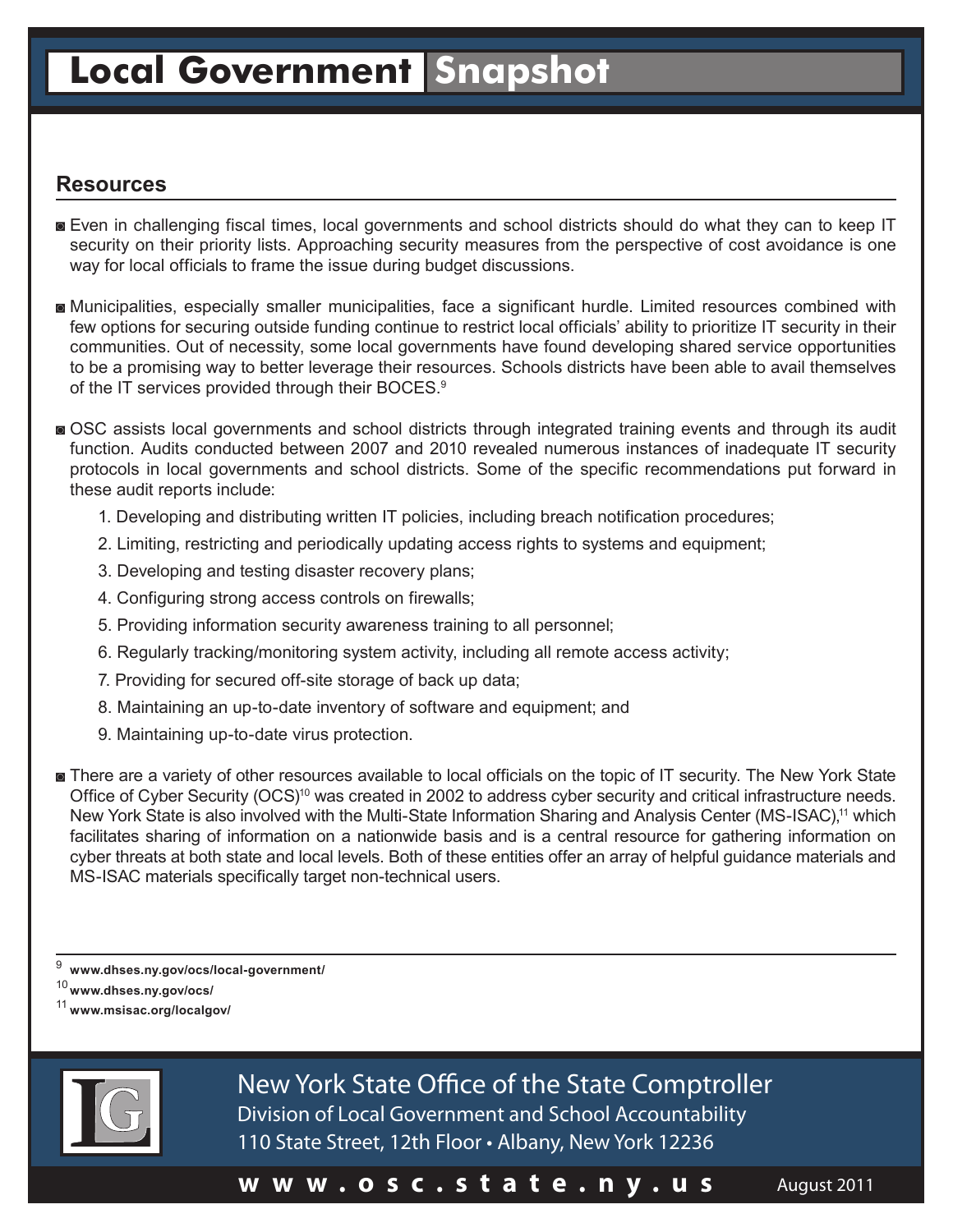## Resources

- Even in challenging fiscal times, local governments and school districts should do what they can to keep IT security on their priority lists. Approaching security measures from the perspective of cost avoidance is one way for local officials to frame the issue during budget discussions.

- Municipalities, especially smaller municipalities, face a significant hurdle. Limited resources combined with few options for securing outside funding continue to restrict local officials' ability to prioritize IT security in their communities. Out of necessity, some local governments have found developing shared service opportunities to be a promising way to better leverage their resources. Schools districts have been able to avail themselves of the IT services provided through their BOCES.[9]

- OSC assists local governments and school districts through integrated training events and through its audit function. Audits conducted between 2007 and 2010 revealed numerous instances of inadequate IT security protocols in local governments and school districts. Some of the specific recommendations put forward in these audit reports include:

    1. Developing and distributing written IT policies, including breach notification procedures;
    2. Limiting, restricting and periodically updating access rights to systems and equipment;
    3. Developing and testing disaster recovery plans;
    4. Configuring strong access controls on firewalls;
    5. Providing information security awareness training to all personnel;
    6. Regularly tracking/monitoring system activity, including all remote access activity;
    7. Providing for secured off-site storage of back up data;
    8. Maintaining an up-to-date inventory of software and equipment; and
    9. Maintaining up-to-date virus protection.

- There are a variety of other resources available to local officials on the topic of IT security. The New York State Office of Cyber Security (OCS)[10] was created in 2002 to address cyber security and critical infrastructure needs. New York State is also involved with the Multi-State Information Sharing and Analysis Center (MS-ISAC),[11] which facilitates sharing of information on a nationwide basis and is a central resource for gathering information on cyber threats at both state and local levels. Both of these entities offer an array of helpful guidance materials and MS-ISAC materials specifically target non-technical users.

---

[9] **www.dhses.ny.gov/ocs/local-government/**

[10] **www.dhses.ny.gov/ocs/**

[11] **www.msisac.org/localgov/**

New York State Office of the State Comptroller
Division of Local Government and School Accountability
110 State Street, 12th Floor • Albany, New York 12236

**www.osc.state.ny.us** August 2011